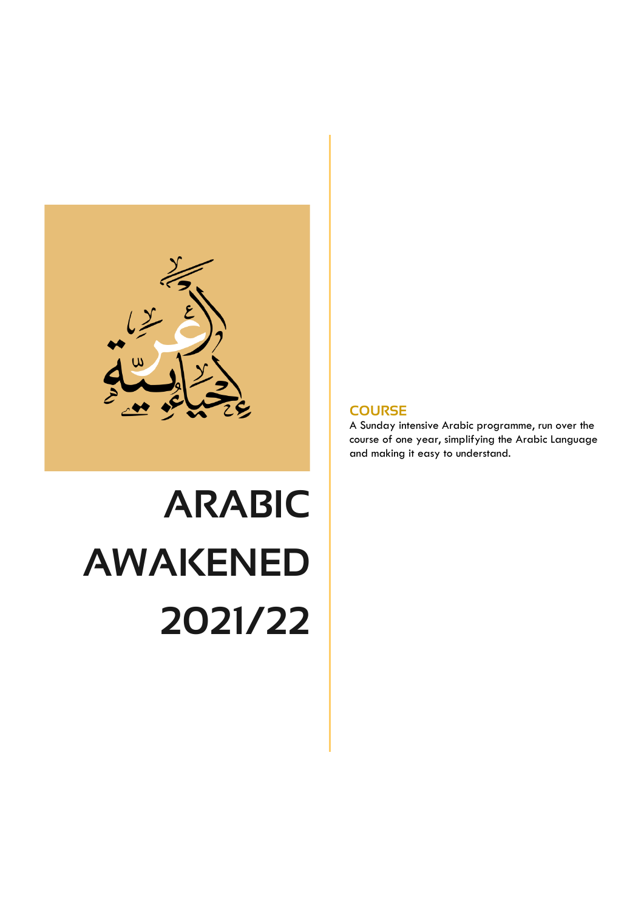# ARABIC AWAKENED 2021/22

## COURSE

A Sunday intensive Arabic programme, run over the course of one year, simplifying the Arabic Language and making it easy to understand.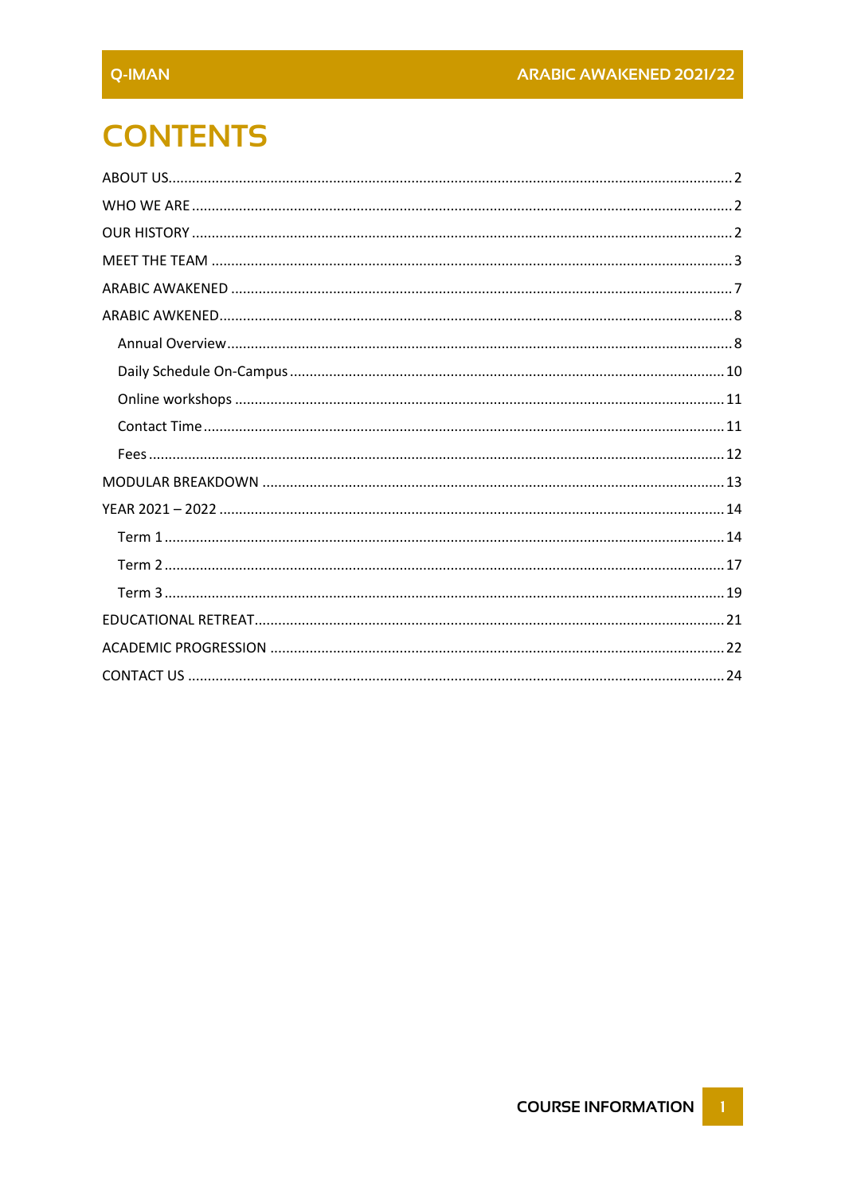# CONTENTS

ABOUT US.......................................................................................................................2

WHO WE ARE ..................................................................................................................2

OUR HISTORY ..................................................................................................................2

MEET THE TEAM ..............................................................................................................3

ARABIC AWAKENED .........................................................................................................7

ARABIC AWKENED............................................................................................................8

- Annual Overview..........................................................................................................8
- Daily Schedule On-Campus .........................................................................................10
- Online workshops .......................................................................................................11
- Contact Time...............................................................................................................11
- Fees ............................................................................................................................12

MODULAR BREAKDOWN ................................................................................................13

YEAR 2021 – 2022 ...........................................................................................................14

- Term 1 ........................................................................................................................14
- Term 2 ........................................................................................................................17
- Term 3 ........................................................................................................................19

EDUCATIONAL RETREAT..................................................................................................21

ACADEMIC PROGRESSION ..............................................................................................22

CONTACT US ...................................................................................................................24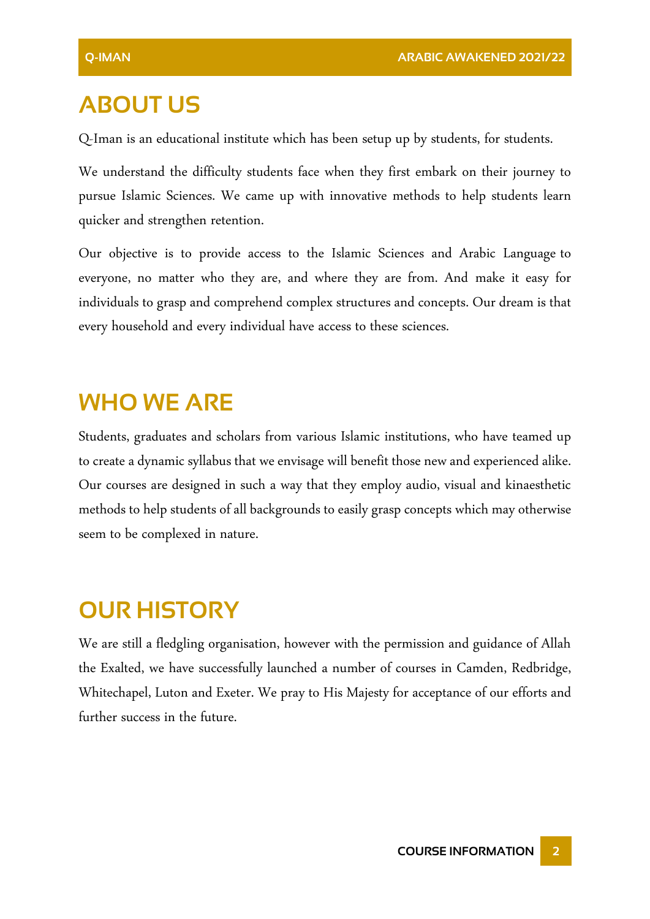## ABOUT US

Q-Iman is an educational institute which has been setup up by students, for students.

We understand the difficulty students face when they first embark on their journey to pursue Islamic Sciences. We came up with innovative methods to help students learn quicker and strengthen retention.

Our objective is to provide access to the Islamic Sciences and Arabic Language to everyone, no matter who they are, and where they are from. And make it easy for individuals to grasp and comprehend complex structures and concepts. Our dream is that every household and every individual have access to these sciences.

## WHO WE ARE

Students, graduates and scholars from various Islamic institutions, who have teamed up to create a dynamic syllabus that we envisage will benefit those new and experienced alike. Our courses are designed in such a way that they employ audio, visual and kinaesthetic methods to help students of all backgrounds to easily grasp concepts which may otherwise seem to be complexed in nature.

## OUR HISTORY

We are still a fledgling organisation, however with the permission and guidance of Allah the Exalted, we have successfully launched a number of courses in Camden, Redbridge, Whitechapel, Luton and Exeter. We pray to His Majesty for acceptance of our efforts and further success in the future.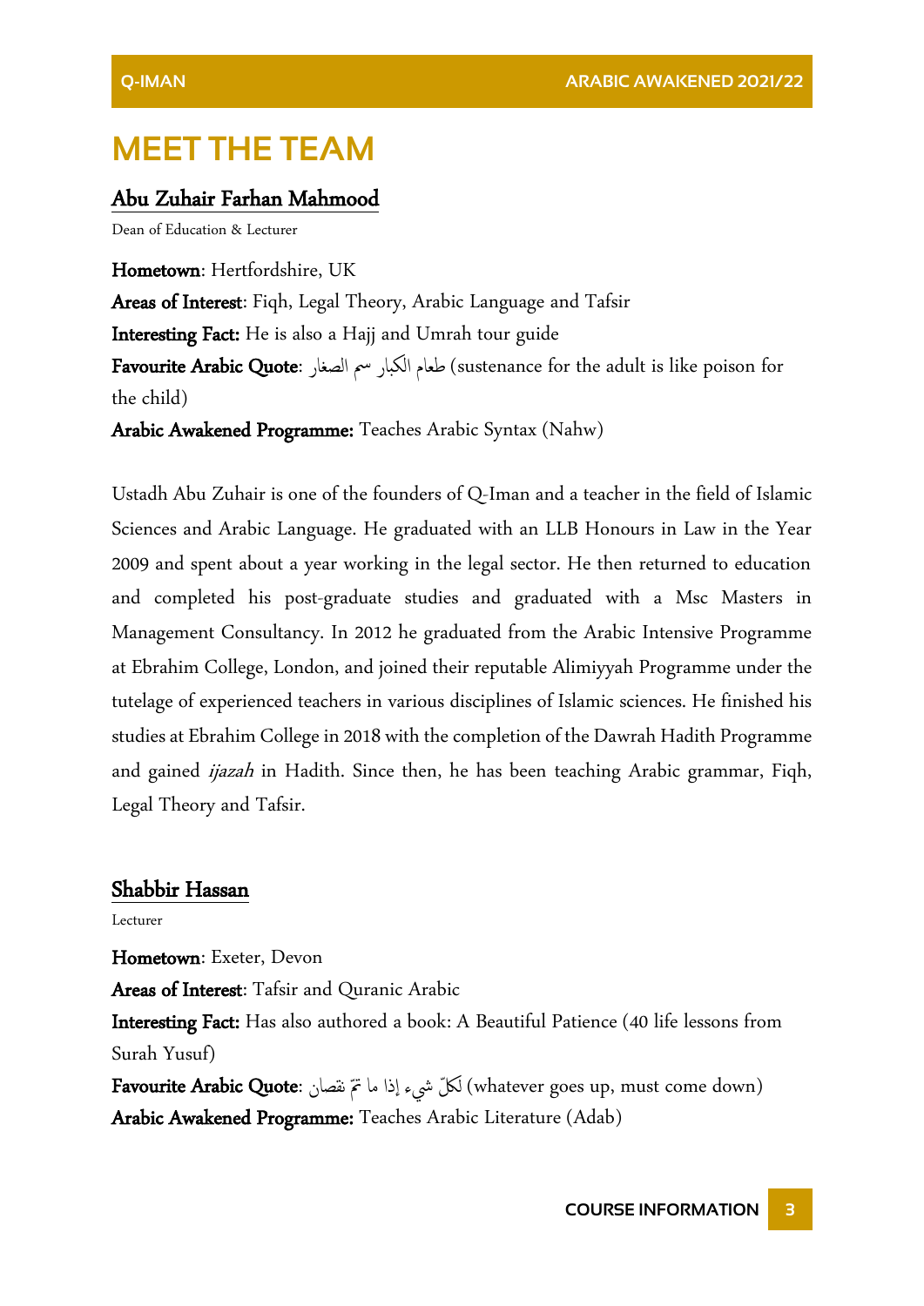# MEET THE TEAM

## Abu Zuhair Farhan Mahmood

Dean of Education & Lecturer

**Hometown**: Hertfordshire, UK
**Areas of Interest**: Fiqh, Legal Theory, Arabic Language and Tafsir
**Interesting Fact:** He is also a Hajj and Umrah tour guide
**Favourite Arabic Quote**: طعام الكبار سم الصغار (sustenance for the adult is like poison for the child)
**Arabic Awakened Programme:** Teaches Arabic Syntax (Nahw)

Ustadh Abu Zuhair is one of the founders of Q-Iman and a teacher in the field of Islamic Sciences and Arabic Language. He graduated with an LLB Honours in Law in the Year 2009 and spent about a year working in the legal sector. He then returned to education and completed his post-graduate studies and graduated with a Msc Masters in Management Consultancy. In 2012 he graduated from the Arabic Intensive Programme at Ebrahim College, London, and joined their reputable Alimiyyah Programme under the tutelage of experienced teachers in various disciplines of Islamic sciences. He finished his studies at Ebrahim College in 2018 with the completion of the Dawrah Hadith Programme and gained *ijazah* in Hadith. Since then, he has been teaching Arabic grammar, Fiqh, Legal Theory and Tafsir.

## Shabbir Hassan

Lecturer

**Hometown**: Exeter, Devon
**Areas of Interest**: Tafsir and Quranic Arabic
**Interesting Fact:** Has also authored a book: A Beautiful Patience (40 life lessons from Surah Yusuf)
**Favourite Arabic Quote**: لكلّ شيء إذا ما تمّ نقصان (whatever goes up, must come down)
**Arabic Awakened Programme:** Teaches Arabic Literature (Adab)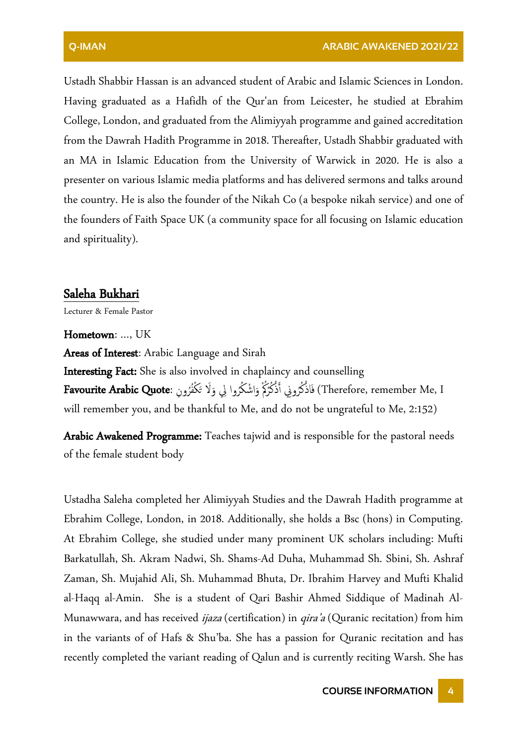Ustadh Shabbir Hassan is an advanced student of Arabic and Islamic Sciences in London. Having graduated as a Hafidh of the Qur'an from Leicester, he studied at Ebrahim College, London, and graduated from the Alimiyyah programme and gained accreditation from the Dawrah Hadith Programme in 2018. Thereafter, Ustadh Shabbir graduated with an MA in Islamic Education from the University of Warwick in 2020. He is also a presenter on various Islamic media platforms and has delivered sermons and talks around the country. He is also the founder of the Nikah Co (a bespoke nikah service) and one of the founders of Faith Space UK (a community space for all focusing on Islamic education and spirituality).

## Saleha Bukhari

Lecturer & Female Pastor

**Hometown**: ..., UK

**Areas of Interest**: Arabic Language and Sirah

**Interesting Fact:** She is also involved in chaplaincy and counselling

**Favourite Arabic Quote**: فَاذْكُرُونِي أَذْكُرْكُمْ وَاشْكُرُوا لِي وَلَا تَكْفُرُونِ (Therefore, remember Me, I will remember you, and be thankful to Me, and do not be ungrateful to Me, 2:152)

**Arabic Awakened Programme:** Teaches tajwid and is responsible for the pastoral needs of the female student body

Ustadha Saleha completed her Alimiyyah Studies and the Dawrah Hadith programme at Ebrahim College, London, in 2018. Additionally, she holds a Bsc (hons) in Computing. At Ebrahim College, she studied under many prominent UK scholars including: Mufti Barkatullah, Sh. Akram Nadwi, Sh. Shams-Ad Duha, Muhammad Sh. Sbini, Sh. Ashraf Zaman, Sh. Mujahid Ali, Sh. Muhammad Bhuta, Dr. Ibrahim Harvey and Mufti Khalid al-Haqq al-Amin. She is a student of Qari Bashir Ahmed Siddique of Madinah Al-Munawwara, and has received *ijaza* (certification) in *qira'a* (Quranic recitation) from him in the variants of of Hafs & Shu'ba. She has a passion for Quranic recitation and has recently completed the variant reading of Qalun and is currently reciting Warsh. She has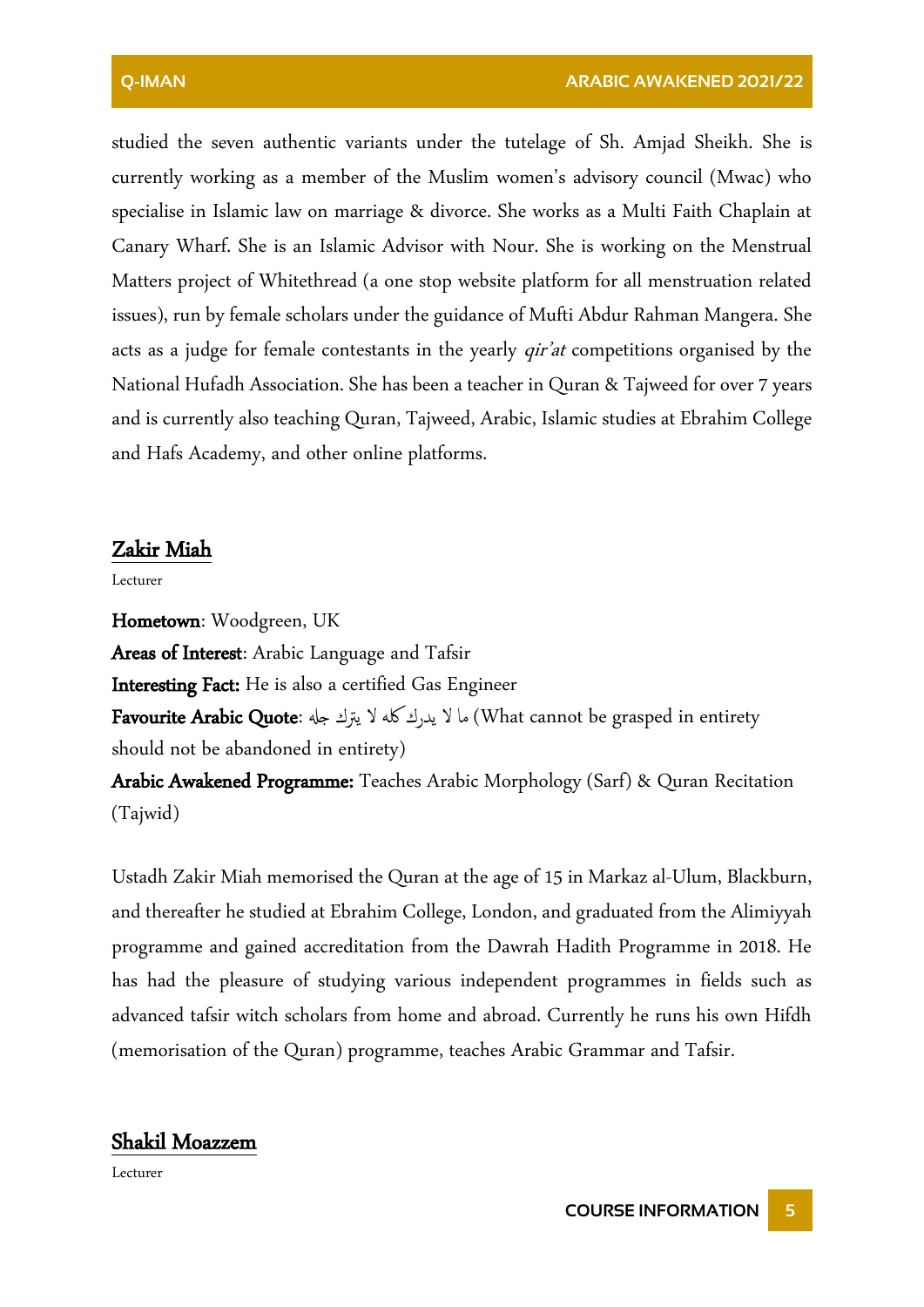studied the seven authentic variants under the tutelage of Sh. Amjad Sheikh. She is currently working as a member of the Muslim women's advisory council (Mwac) who specialise in Islamic law on marriage & divorce. She works as a Multi Faith Chaplain at Canary Wharf. She is an Islamic Advisor with Nour. She is working on the Menstrual Matters project of Whitethread (a one stop website platform for all menstruation related issues), run by female scholars under the guidance of Mufti Abdur Rahman Mangera. She acts as a judge for female contestants in the yearly *qir'at* competitions organised by the National Hufadh Association. She has been a teacher in Quran & Tajweed for over 7 years and is currently also teaching Quran, Tajweed, Arabic, Islamic studies at Ebrahim College and Hafs Academy, and other online platforms.

## Zakir Miah

Lecturer

**Hometown**: Woodgreen, UK
**Areas of Interest**: Arabic Language and Tafsir
**Interesting Fact:** He is also a certified Gas Engineer
**Favourite Arabic Quote**: ما لا يدرك كله لا يترك جله (What cannot be grasped in entirety should not be abandoned in entirety)
**Arabic Awakened Programme:** Teaches Arabic Morphology (Sarf) & Quran Recitation (Tajwid)

Ustadh Zakir Miah memorised the Quran at the age of 15 in Markaz al-Ulum, Blackburn, and thereafter he studied at Ebrahim College, London, and graduated from the Alimiyyah programme and gained accreditation from the Dawrah Hadith Programme in 2018. He has had the pleasure of studying various independent programmes in fields such as advanced tafsir witch scholars from home and abroad. Currently he runs his own Hifdh (memorisation of the Quran) programme, teaches Arabic Grammar and Tafsir.

## Shakil Moazzem

Lecturer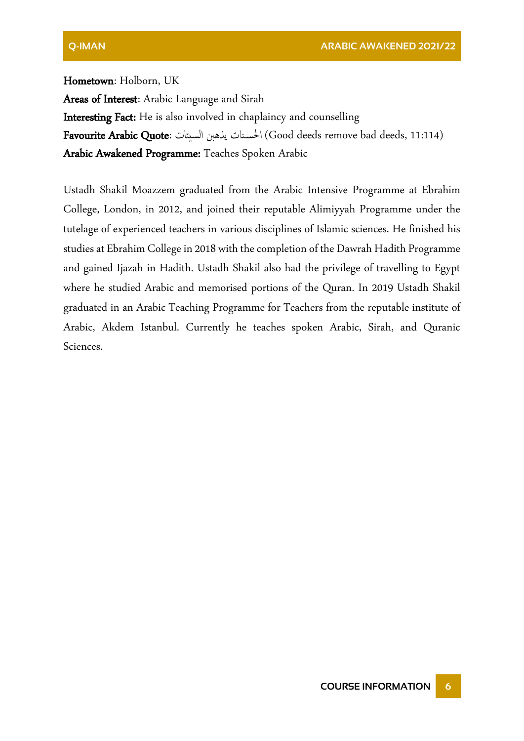**Hometown**: Holborn, UK
**Areas of Interest**: Arabic Language and Sirah
**Interesting Fact:** He is also involved in chaplaincy and counselling
**Favourite Arabic Quote**: الحسنات يذهبن السيئات (Good deeds remove bad deeds, 11:114)
**Arabic Awakened Programme:** Teaches Spoken Arabic

Ustadh Shakil Moazzem graduated from the Arabic Intensive Programme at Ebrahim College, London, in 2012, and joined their reputable Alimiyyah Programme under the tutelage of experienced teachers in various disciplines of Islamic sciences. He finished his studies at Ebrahim College in 2018 with the completion of the Dawrah Hadith Programme and gained Ijazah in Hadith. Ustadh Shakil also had the privilege of travelling to Egypt where he studied Arabic and memorised portions of the Quran. In 2019 Ustadh Shakil graduated in an Arabic Teaching Programme for Teachers from the reputable institute of Arabic, Akdem Istanbul. Currently he teaches spoken Arabic, Sirah, and Quranic Sciences.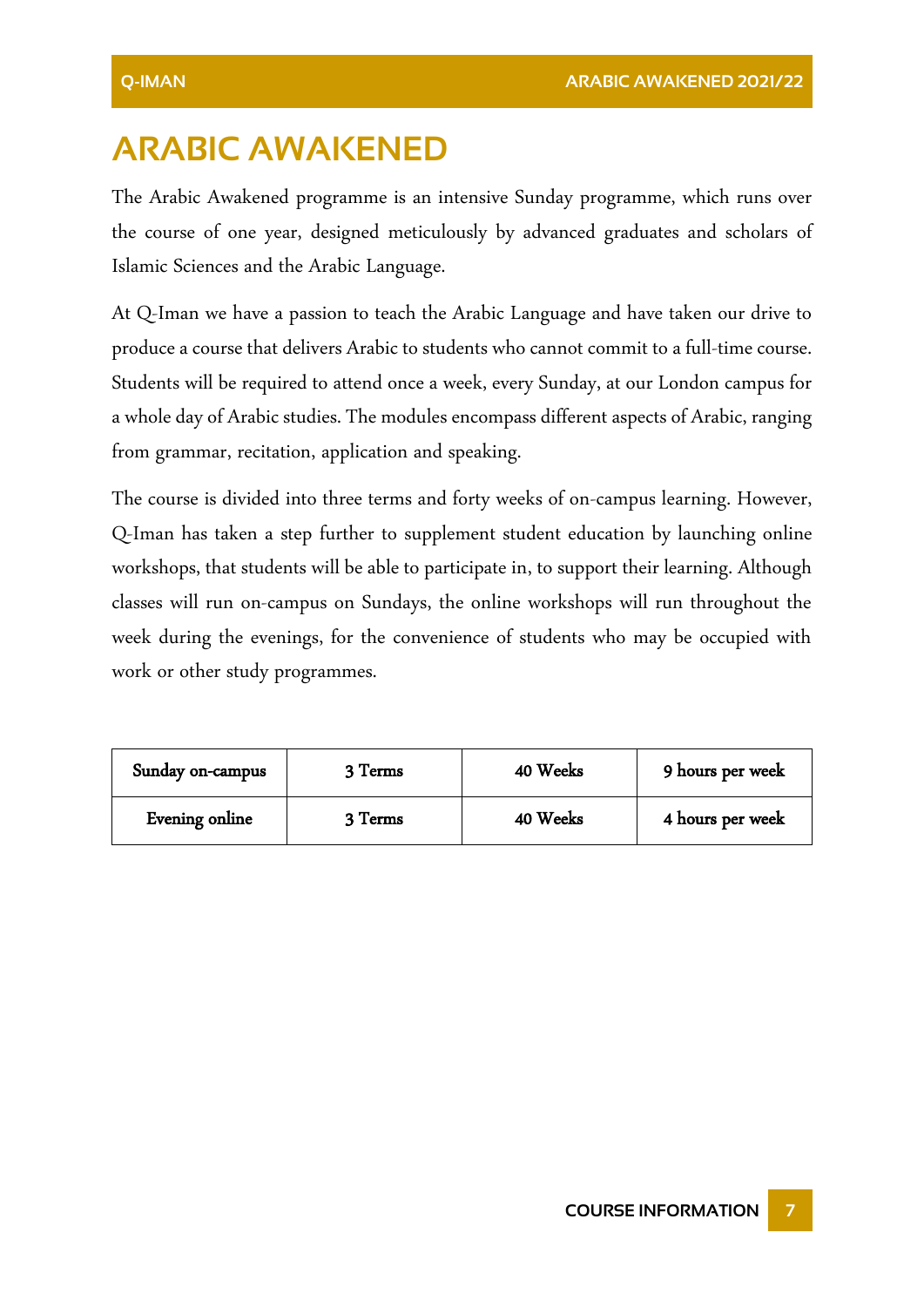# ARABIC AWAKENED

The Arabic Awakened programme is an intensive Sunday programme, which runs over the course of one year, designed meticulously by advanced graduates and scholars of Islamic Sciences and the Arabic Language.

At Q-Iman we have a passion to teach the Arabic Language and have taken our drive to produce a course that delivers Arabic to students who cannot commit to a full-time course. Students will be required to attend once a week, every Sunday, at our London campus for a whole day of Arabic studies. The modules encompass different aspects of Arabic, ranging from grammar, recitation, application and speaking.

The course is divided into three terms and forty weeks of on-campus learning. However, Q-Iman has taken a step further to supplement student education by launching online workshops, that students will be able to participate in, to support their learning. Although classes will run on-campus on Sundays, the online workshops will run throughout the week during the evenings, for the convenience of students who may be occupied with work or other study programmes.

| Sunday on-campus | 3 Terms | 40 Weeks | 9 hours per week |
|---|---|---|---|
| Evening online | 3 Terms | 40 Weeks | 4 hours per week |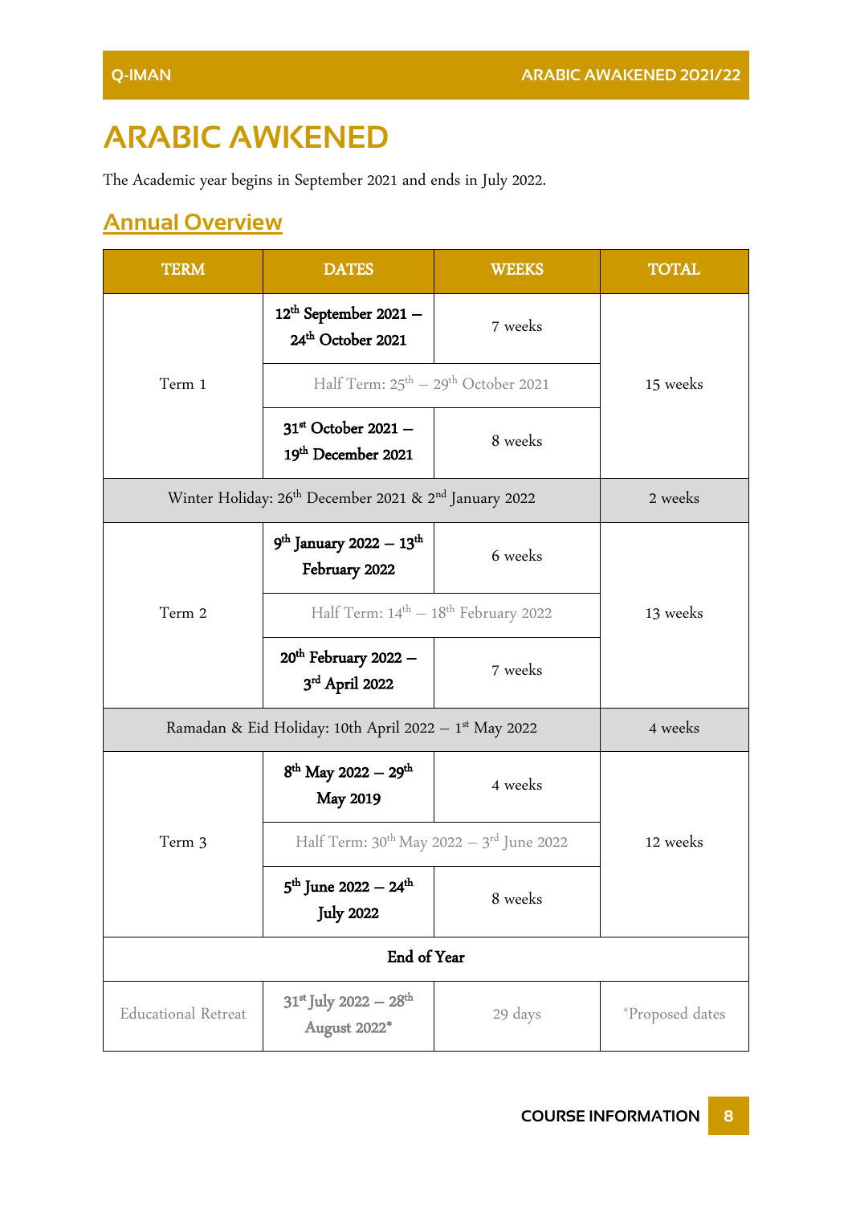# ARABIC AWKENED

The Academic year begins in September 2021 and ends in July 2022.

## Annual Overview

| TERM | DATES | WEEKS | TOTAL |
|---|---|---|---|
| Term 1 | **12th September 2021 – 24th October 2021** | 7 weeks | 15 weeks |
| | Half Term: 25th – 29th October 2021 | | |
| | **31st October 2021 – 19th December 2021** | 8 weeks | |
| Winter Holiday: 26th December 2021 & 2nd January 2022 | | | 2 weeks |
| Term 2 | **9th January 2022 – 13th February 2022** | 6 weeks | 13 weeks |
| | Half Term: 14th – 18th February 2022 | | |
| | **20th February 2022 – 3rd April 2022** | 7 weeks | |
| Ramadan & Eid Holiday: 10th April 2022 – 1st May 2022 | | | 4 weeks |
| Term 3 | **8th May 2022 – 29th May 2019** | 4 weeks | 12 weeks |
| | Half Term: 30th May 2022 – 3rd June 2022 | | |
| | **5th June 2022 – 24th July 2022** | 8 weeks | |
| **End of Year** | | | |
| Educational Retreat | **31st July 2022 – 28th August 2022*** | 29 days | *Proposed dates |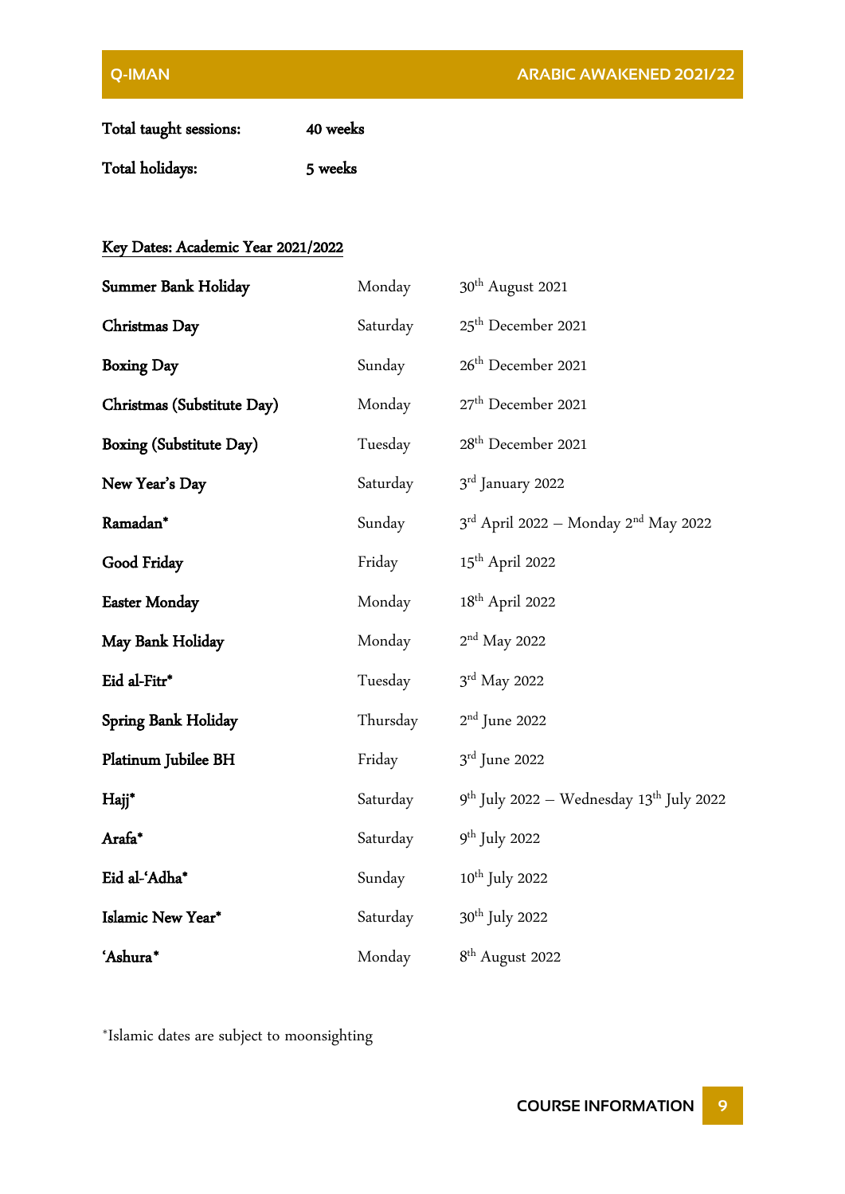**Total taught sessions:** **40 weeks**

**Total holidays:** **5 weeks**

**Key Dates: Academic Year 2021/2022**

| | | |
|---|---|---|
| **Summer Bank Holiday** | Monday | 30th August 2021 |
| **Christmas Day** | Saturday | 25th December 2021 |
| **Boxing Day** | Sunday | 26th December 2021 |
| **Christmas (Substitute Day)** | Monday | 27th December 2021 |
| **Boxing (Substitute Day)** | Tuesday | 28th December 2021 |
| **New Year's Day** | Saturday | 3rd January 2022 |
| **Ramadan*** | Sunday | 3rd April 2022 – Monday 2nd May 2022 |
| **Good Friday** | Friday | 15th April 2022 |
| **Easter Monday** | Monday | 18th April 2022 |
| **May Bank Holiday** | Monday | 2nd May 2022 |
| **Eid al-Fitr*** | Tuesday | 3rd May 2022 |
| **Spring Bank Holiday** | Thursday | 2nd June 2022 |
| **Platinum Jubilee BH** | Friday | 3rd June 2022 |
| **Hajj*** | Saturday | 9th July 2022 – Wednesday 13th July 2022 |
| **Arafa*** | Saturday | 9th July 2022 |
| **Eid al-'Adha*** | Sunday | 10th July 2022 |
| **Islamic New Year*** | Saturday | 30th July 2022 |
| **'Ashura*** | Monday | 8th August 2022 |

*Islamic dates are subject to moonsighting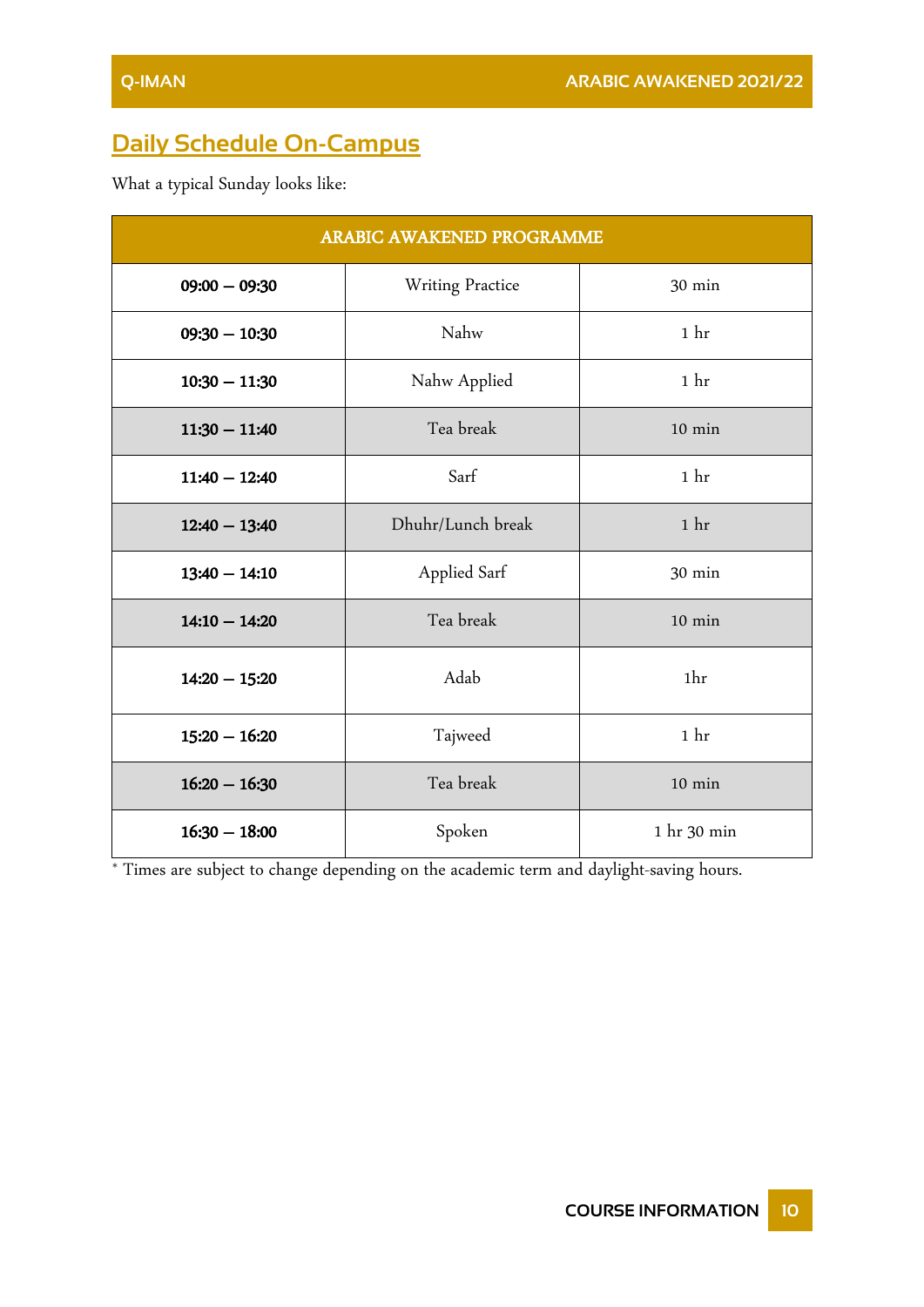## Daily Schedule On-Campus

What a typical Sunday looks like:

| ARABIC AWAKENED PROGRAMME | | |
|---|---|---|
| **09:00 – 09:30** | Writing Practice | 30 min |
| **09:30 – 10:30** | Nahw | 1 hr |
| **10:30 – 11:30** | Nahw Applied | 1 hr |
| **11:30 – 11:40** | Tea break | 10 min |
| **11:40 – 12:40** | Sarf | 1 hr |
| **12:40 – 13:40** | Dhuhr/Lunch break | 1 hr |
| **13:40 – 14:10** | Applied Sarf | 30 min |
| **14:10 – 14:20** | Tea break | 10 min |
| **14:20 – 15:20** | Adab | 1hr |
| **15:20 – 16:20** | Tajweed | 1 hr |
| **16:20 – 16:30** | Tea break | 10 min |
| **16:30 – 18:00** | Spoken | 1 hr 30 min |

* Times are subject to change depending on the academic term and daylight-saving hours.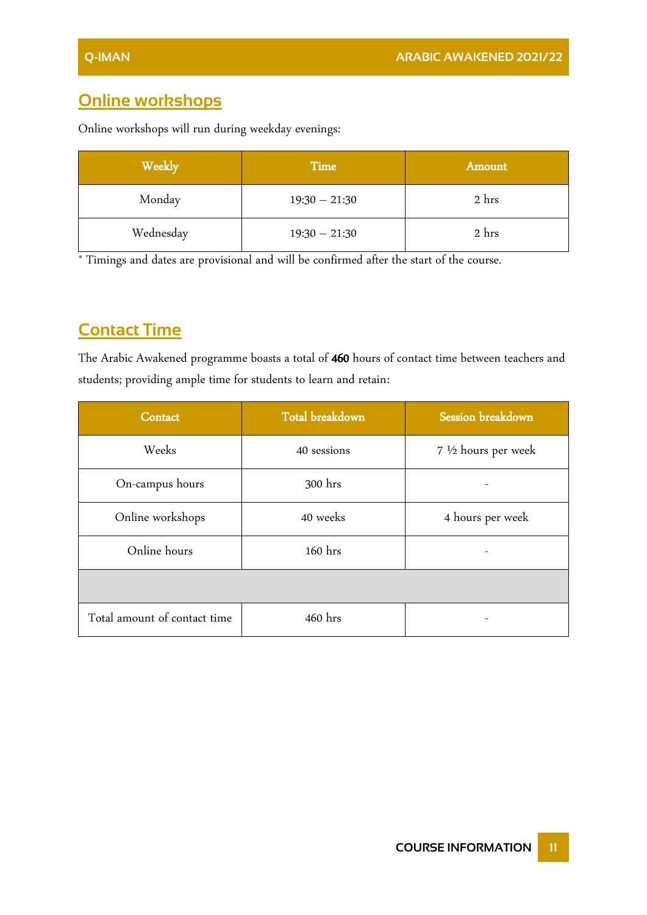## Online workshops

Online workshops will run during weekday evenings:

| Weekly | Time | Amount |
|---|---|---|
| Monday | 19:30 – 21:30 | 2 hrs |
| Wednesday | 19:30 – 21:30 | 2 hrs |

* Timings and dates are provisional and will be confirmed after the start of the course.

## Contact Time

The Arabic Awakened programme boasts a total of **460** hours of contact time between teachers and students; providing ample time for students to learn and retain:

| Contact | Total breakdown | Session breakdown |
|---|---|---|
| Weeks | 40 sessions | 7 ½ hours per week |
| On-campus hours | 300 hrs | - |
| Online workshops | 40 weeks | 4 hours per week |
| Online hours | 160 hrs | - |
| | | |
| Total amount of contact time | 460 hrs | - |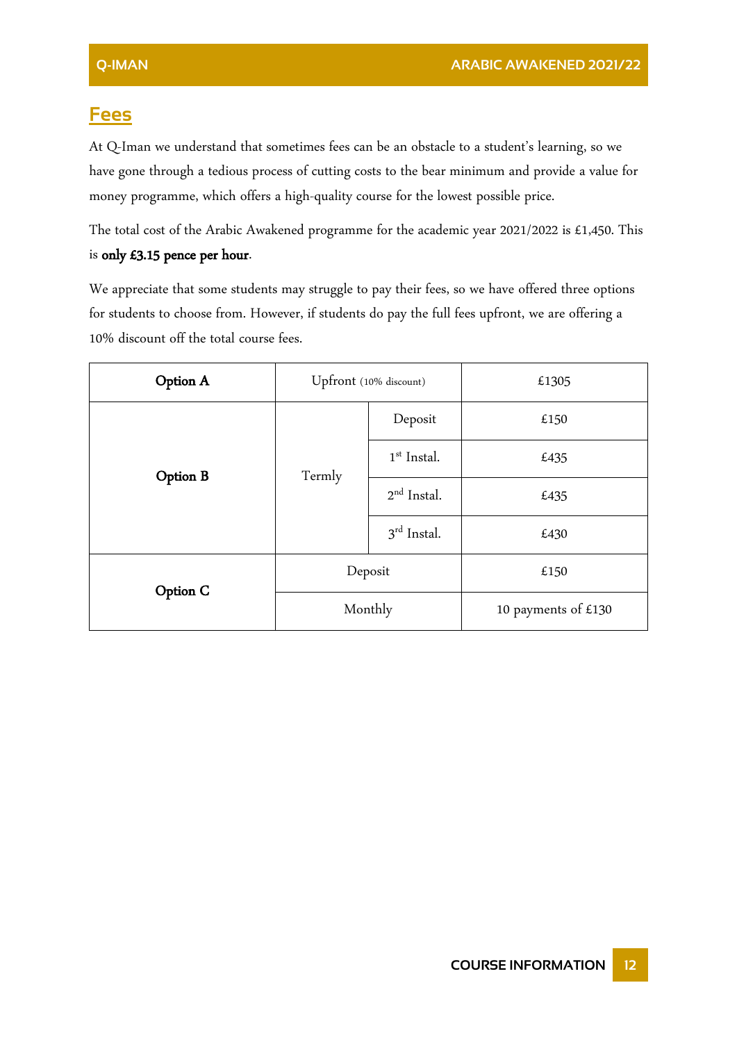## Fees

At Q-Iman we understand that sometimes fees can be an obstacle to a student's learning, so we have gone through a tedious process of cutting costs to the bear minimum and provide a value for money programme, which offers a high-quality course for the lowest possible price.

The total cost of the Arabic Awakened programme for the academic year 2021/2022 is £1,450. This is **only £3.15 pence per hour**.

We appreciate that some students may struggle to pay their fees, so we have offered three options for students to choose from. However, if students do pay the full fees upfront, we are offering a 10% discount off the total course fees.

| | | | |
|---|---|---|---|
| **Option A** | Upfront (10% discount) | | £1305 |
| **Option B** | Termly | Deposit | £150 |
| | | 1st Instal. | £435 |
| | | 2nd Instal. | £435 |
| | | 3rd Instal. | £430 |
| **Option C** | Deposit | | £150 |
| | Monthly | | 10 payments of £130 |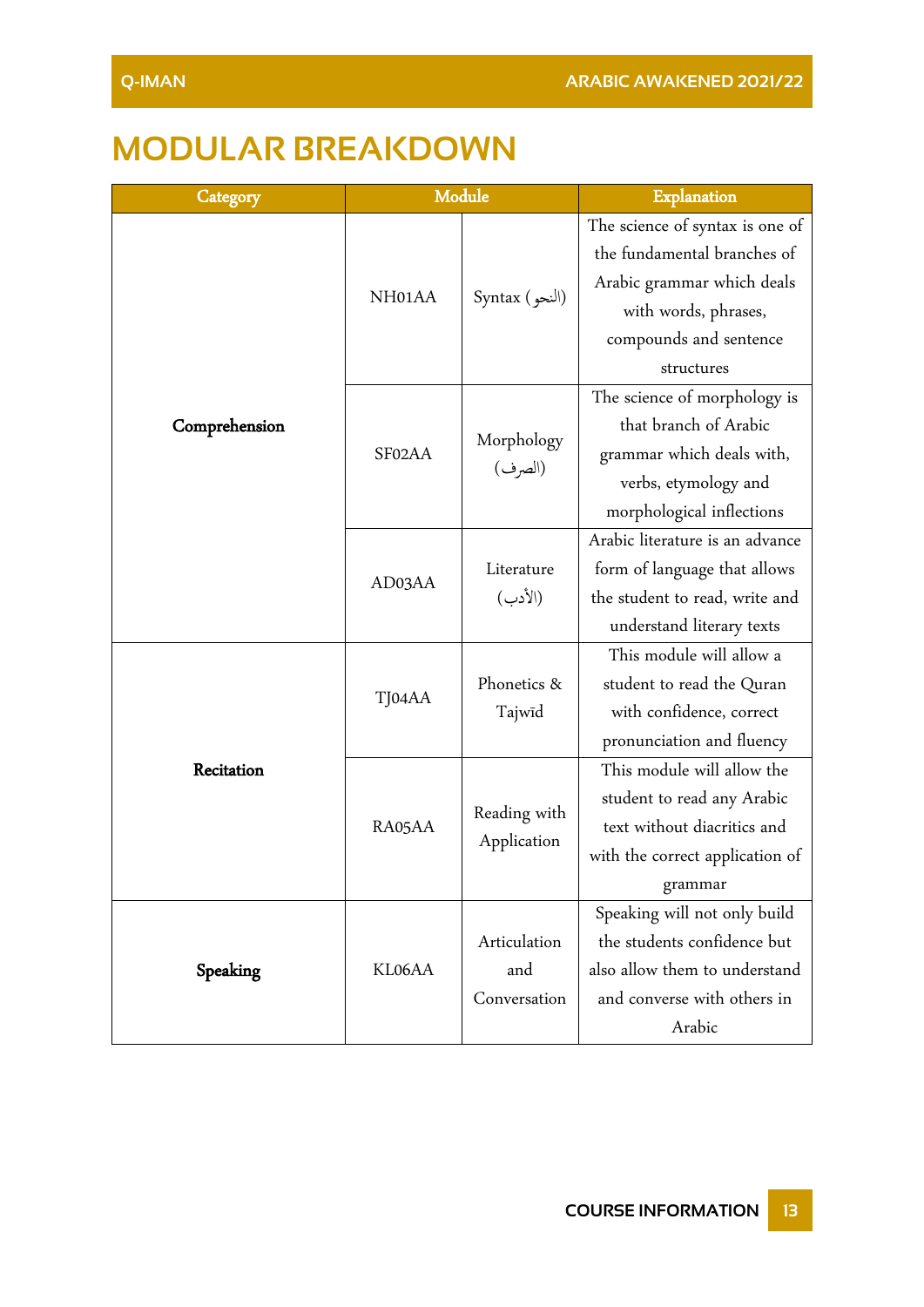# MODULAR BREAKDOWN

| Category | Module | | Explanation |
|---|---|---|---|
| **Comprehension** | NH01AA | Syntax (النحو) | The science of syntax is one of the fundamental branches of Arabic grammar which deals with words, phrases, compounds and sentence structures |
| | SF02AA | Morphology (الصرف) | The science of morphology is that branch of Arabic grammar which deals with, verbs, etymology and morphological inflections |
| | AD03AA | Literature (الأدب) | Arabic literature is an advance form of language that allows the student to read, write and understand literary texts |
| **Recitation** | TJ04AA | Phonetics & Tajwīd | This module will allow a student to read the Quran with confidence, correct pronunciation and fluency |
| | RA05AA | Reading with Application | This module will allow the student to read any Arabic text without diacritics and with the correct application of grammar |
| **Speaking** | KL06AA | Articulation and Conversation | Speaking will not only build the students confidence but also allow them to understand and converse with others in Arabic |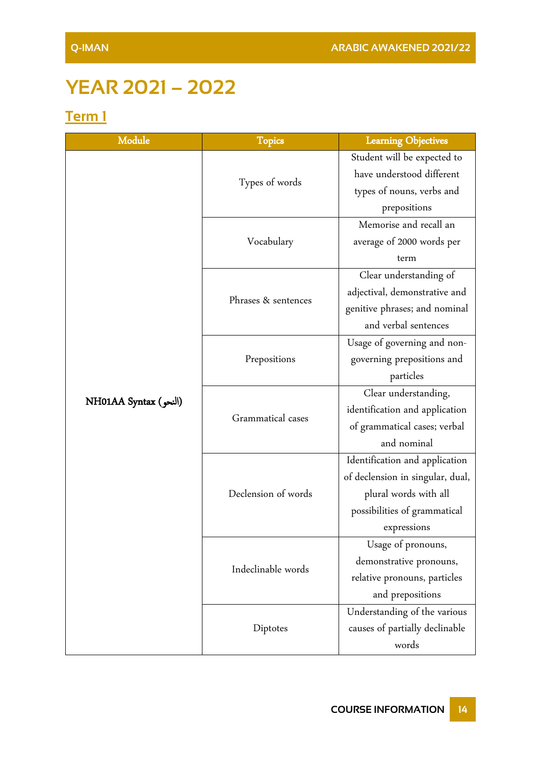# YEAR 2021 – 2022

## Term 1

| Module | Topics | Learning Objectives |
|---|---|---|
| NH01AA Syntax (النحو) | Types of words | Student will be expected to have understood different types of nouns, verbs and prepositions |
| | Vocabulary | Memorise and recall an average of 2000 words per term |
| | Phrases & sentences | Clear understanding of adjectival, demonstrative and genitive phrases; and nominal and verbal sentences |
| | Prepositions | Usage of governing and non-governing prepositions and particles |
| | Grammatical cases | Clear understanding, identification and application of grammatical cases; verbal and nominal |
| | Declension of words | Identification and application of declension in singular, dual, plural words with all possibilities of grammatical expressions |
| | Indeclinable words | Usage of pronouns, demonstrative pronouns, relative pronouns, particles and prepositions |
| | Diptotes | Understanding of the various causes of partially declinable words |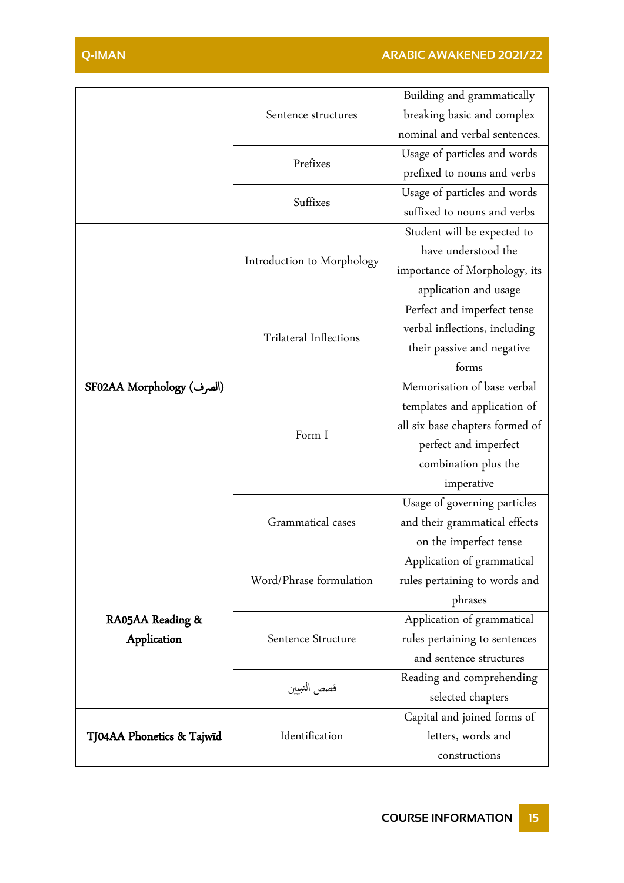| | | |
|---|---|---|
| | Sentence structures | Building and grammatically breaking basic and complex nominal and verbal sentences. |
| | Prefixes | Usage of particles and words prefixed to nouns and verbs |
| | Suffixes | Usage of particles and words suffixed to nouns and verbs |
| **SF02AA Morphology (الصرف)** | Introduction to Morphology | Student will be expected to have understood the importance of Morphology, its application and usage |
| | Trilateral Inflections | Perfect and imperfect tense verbal inflections, including their passive and negative forms |
| | Form I | Memorisation of base verbal templates and application of all six base chapters formed of perfect and imperfect combination plus the imperative |
| | Grammatical cases | Usage of governing particles and their grammatical effects on the imperfect tense |
| **RA05AA Reading & Application** | Word/Phrase formulation | Application of grammatical rules pertaining to words and phrases |
| | Sentence Structure | Application of grammatical rules pertaining to sentences and sentence structures |
| | قصص النبيين | Reading and comprehending selected chapters |
| **TJ04AA Phonetics & Tajwīd** | Identification | Capital and joined forms of letters, words and constructions |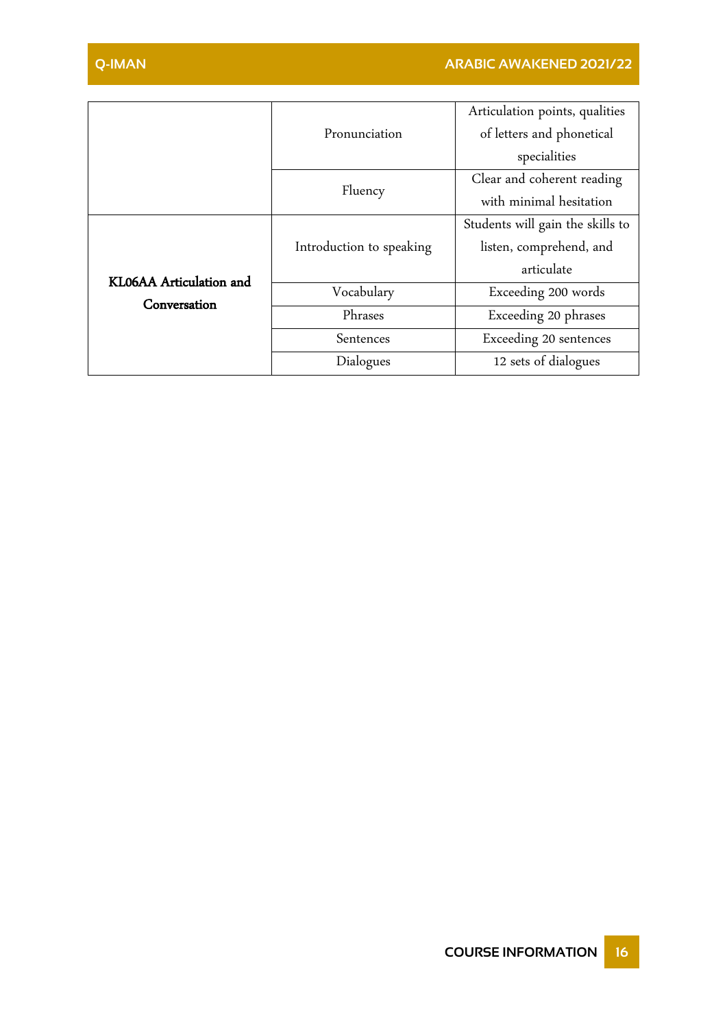| | | |
|---|---|---|
| | Pronunciation | Articulation points, qualities of letters and phonetical specialities |
| | Fluency | Clear and coherent reading with minimal hesitation |
| **KL06AA Articulation and Conversation** | Introduction to speaking | Students will gain the skills to listen, comprehend, and articulate |
| | Vocabulary | Exceeding 200 words |
| | Phrases | Exceeding 20 phrases |
| | Sentences | Exceeding 20 sentences |
| | Dialogues | 12 sets of dialogues |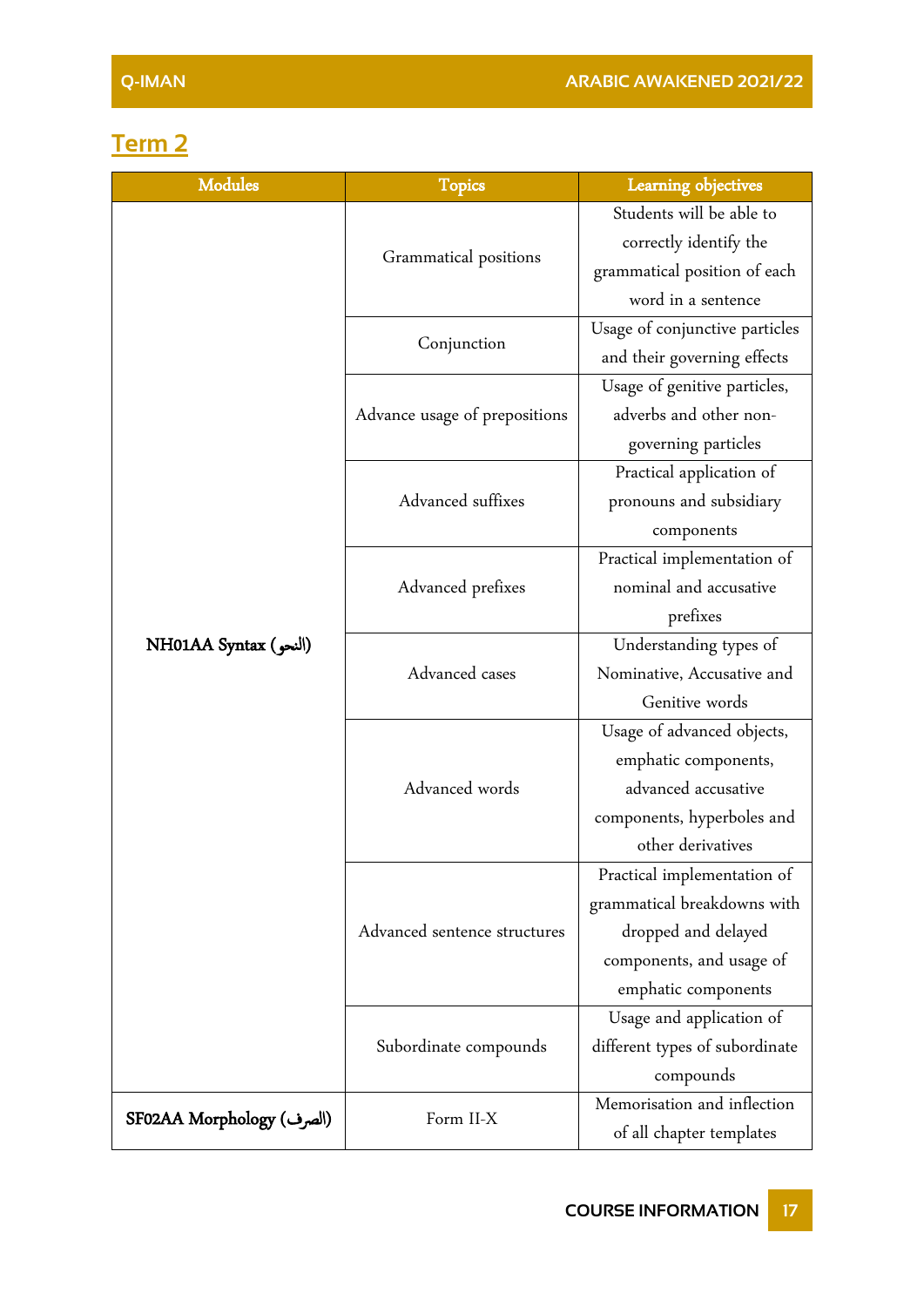## Term 2

| Modules | Topics | Learning objectives |
|---|---|---|
| **NH01AA Syntax (النحو)** | Grammatical positions | Students will be able to correctly identify the grammatical position of each word in a sentence |
| | Conjunction | Usage of conjunctive particles and their governing effects |
| | Advance usage of prepositions | Usage of genitive particles, adverbs and other non-governing particles |
| | Advanced suffixes | Practical application of pronouns and subsidiary components |
| | Advanced prefixes | Practical implementation of nominal and accusative prefixes |
| | Advanced cases | Understanding types of Nominative, Accusative and Genitive words |
| | Advanced words | Usage of advanced objects, emphatic components, advanced accusative components, hyperboles and other derivatives |
| | Advanced sentence structures | Practical implementation of grammatical breakdowns with dropped and delayed components, and usage of emphatic components |
| | Subordinate compounds | Usage and application of different types of subordinate compounds |
| **SF02AA Morphology (الصرف)** | Form II-X | Memorisation and inflection of all chapter templates |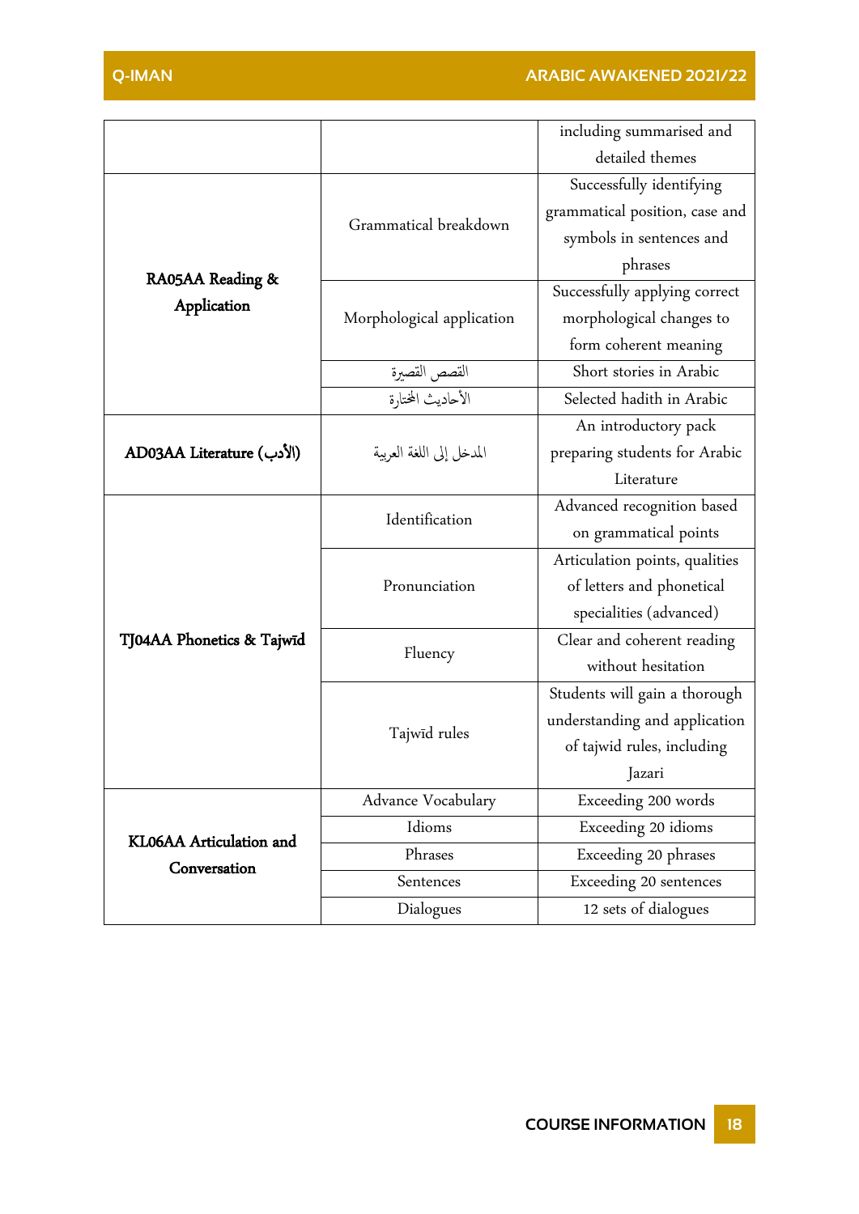|  |  | including summarised and detailed themes |
| --- | --- | --- |
| **RA05AA Reading & Application** | Grammatical breakdown | Successfully identifying grammatical position, case and symbols in sentences and phrases |
|  | Morphological application | Successfully applying correct morphological changes to form coherent meaning |
|  | القصص القصيرة | Short stories in Arabic |
|  | الأحاديث المختارة | Selected hadith in Arabic |
| **AD03AA Literature (الأدب)** | المدخل إلى اللغة العربية | An introductory pack preparing students for Arabic Literature |
| **TJ04AA Phonetics & Tajwīd** | Identification | Advanced recognition based on grammatical points |
|  | Pronunciation | Articulation points, qualities of letters and phonetical specialities (advanced) |
|  | Fluency | Clear and coherent reading without hesitation |
|  | Tajwīd rules | Students will gain a thorough understanding and application of tajwid rules, including Jazari |
| **KL06AA Articulation and Conversation** | Advance Vocabulary | Exceeding 200 words |
|  | Idioms | Exceeding 20 idioms |
|  | Phrases | Exceeding 20 phrases |
|  | Sentences | Exceeding 20 sentences |
|  | Dialogues | 12 sets of dialogues |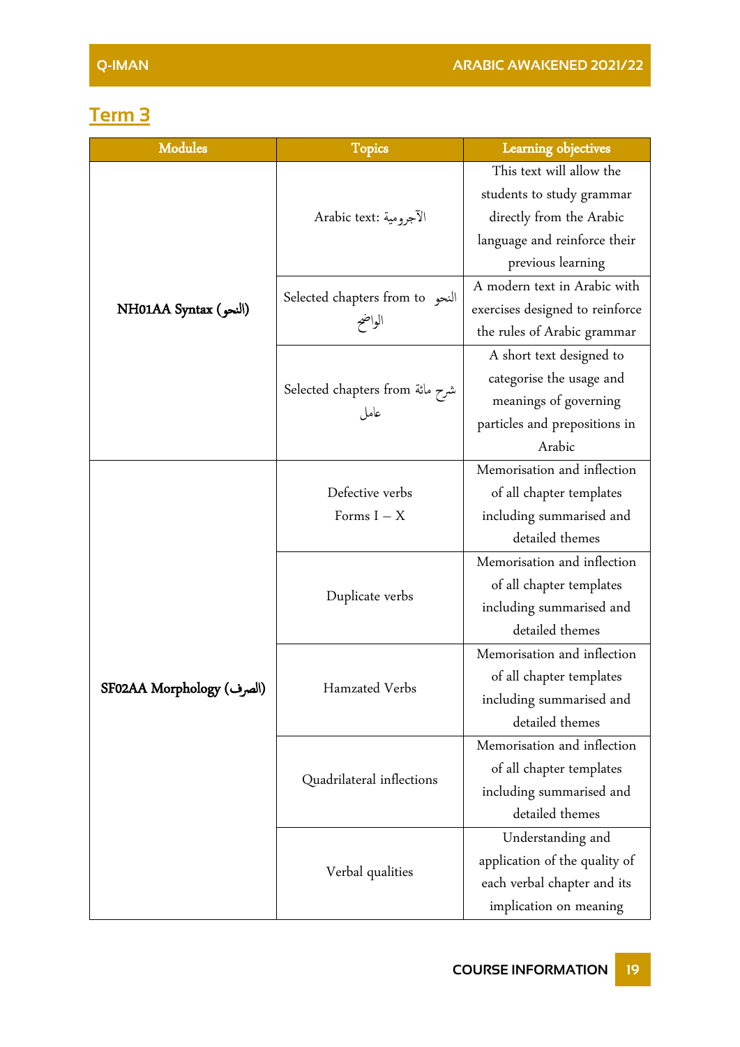## Term 3

| Modules | Topics | Learning objectives |
|---|---|---|
| **NH01AA Syntax (النحو)** | Arabic text: الآجرومية | This text will allow the students to study grammar directly from the Arabic language and reinforce their previous learning |
| | Selected chapters from to النحو الواضح | A modern text in Arabic with exercises designed to reinforce the rules of Arabic grammar |
| | Selected chapters from شرح مائة عامل | A short text designed to categorise the usage and meanings of governing particles and prepositions in Arabic |
| **SF02AA Morphology (الصرف)** | Defective verbs Forms I – X | Memorisation and inflection of all chapter templates including summarised and detailed themes |
| | Duplicate verbs | Memorisation and inflection of all chapter templates including summarised and detailed themes |
| | Hamzated Verbs | Memorisation and inflection of all chapter templates including summarised and detailed themes |
| | Quadrilateral inflections | Memorisation and inflection of all chapter templates including summarised and detailed themes |
| | Verbal qualities | Understanding and application of the quality of each verbal chapter and its implication on meaning |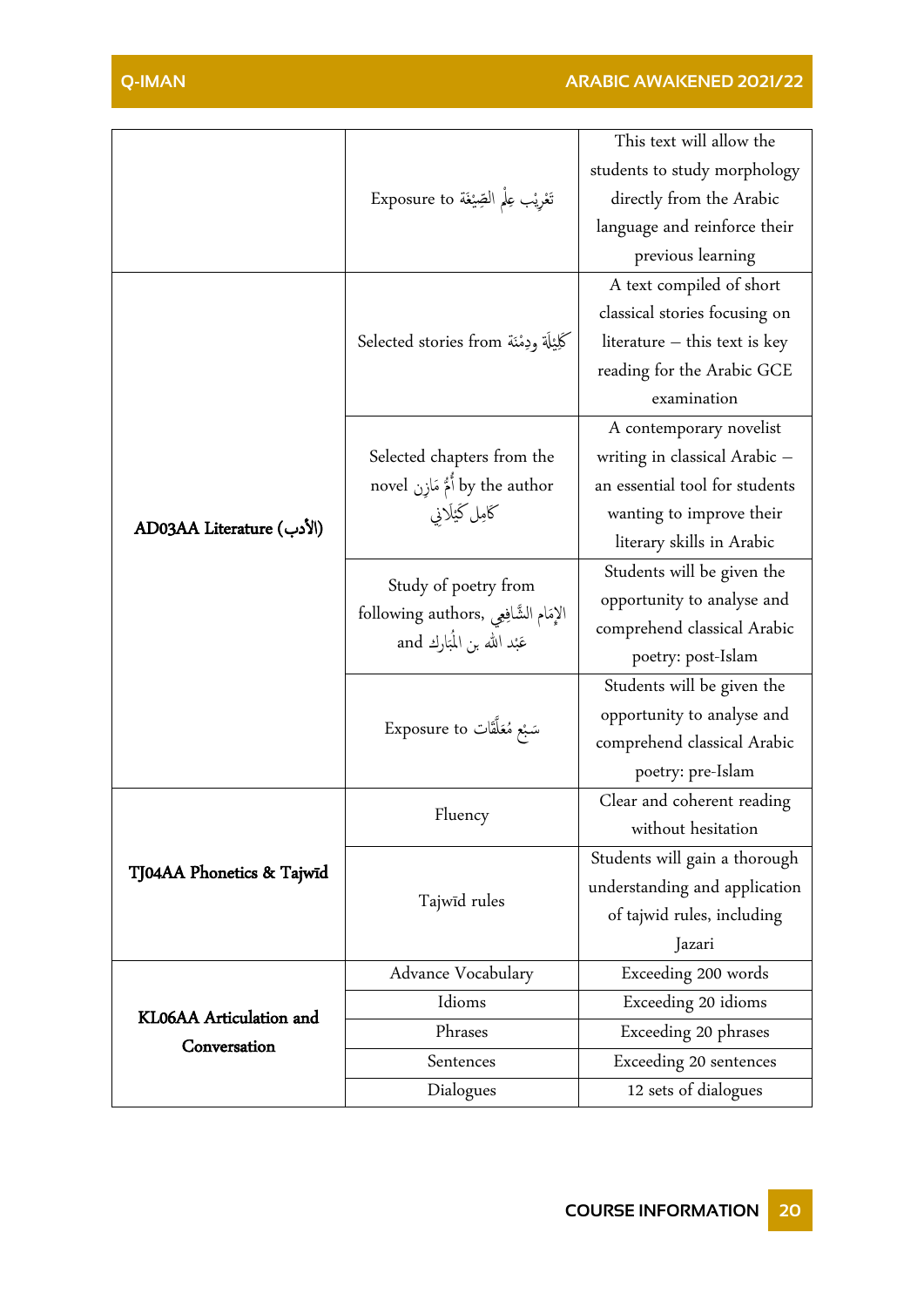| | | |
|---|---|---|
| | Exposure to تَعْرِيْب عِلْمِ الصِّيْغَة | This text will allow the students to study morphology directly from the Arabic language and reinforce their previous learning |
| **AD03AA Literature (الأدب)** | Selected stories from كَلِيْلَة ودِمْنَة | A text compiled of short classical stories focusing on literature – this text is key reading for the Arabic GCE examination |
| | Selected chapters from the novel أُمُّ مَازِن by the author كَامِل كِيْلَانِي | A contemporary novelist writing in classical Arabic – an essential tool for students wanting to improve their literary skills in Arabic |
| | Study of poetry from following authors, الإِمَام الشَّافِعِي and عَبْد الله بن الْمُبَارك | Students will be given the opportunity to analyse and comprehend classical Arabic poetry: post-Islam |
| | Exposure to سَبْع مُعَلَّقَات | Students will be given the opportunity to analyse and comprehend classical Arabic poetry: pre-Islam |
| **TJ04AA Phonetics & Tajwīd** | Fluency | Clear and coherent reading without hesitation |
| | Tajwīd rules | Students will gain a thorough understanding and application of tajwid rules, including Jazari |
| **KL06AA Articulation and Conversation** | Advance Vocabulary | Exceeding 200 words |
| | Idioms | Exceeding 20 idioms |
| | Phrases | Exceeding 20 phrases |
| | Sentences | Exceeding 20 sentences |
| | Dialogues | 12 sets of dialogues |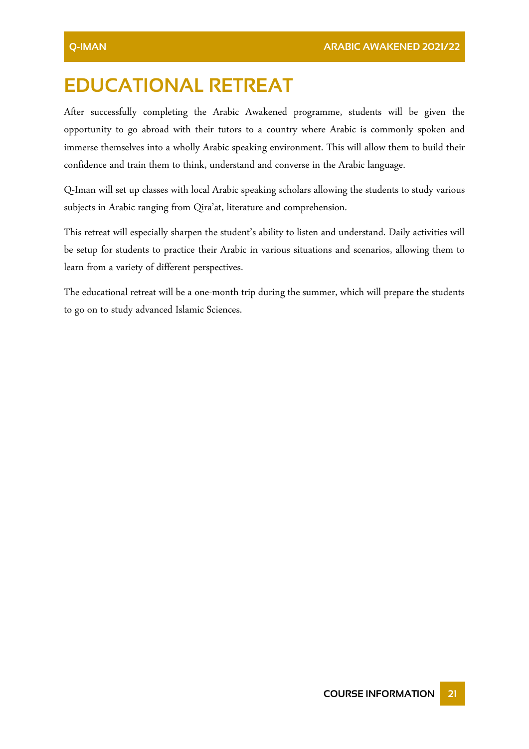# EDUCATIONAL RETREAT

After successfully completing the Arabic Awakened programme, students will be given the opportunity to go abroad with their tutors to a country where Arabic is commonly spoken and immerse themselves into a wholly Arabic speaking environment. This will allow them to build their confidence and train them to think, understand and converse in the Arabic language.

Q-Iman will set up classes with local Arabic speaking scholars allowing the students to study various subjects in Arabic ranging from Qirā'āt, literature and comprehension.

This retreat will especially sharpen the student's ability to listen and understand. Daily activities will be setup for students to practice their Arabic in various situations and scenarios, allowing them to learn from a variety of different perspectives.

The educational retreat will be a one-month trip during the summer, which will prepare the students to go on to study advanced Islamic Sciences.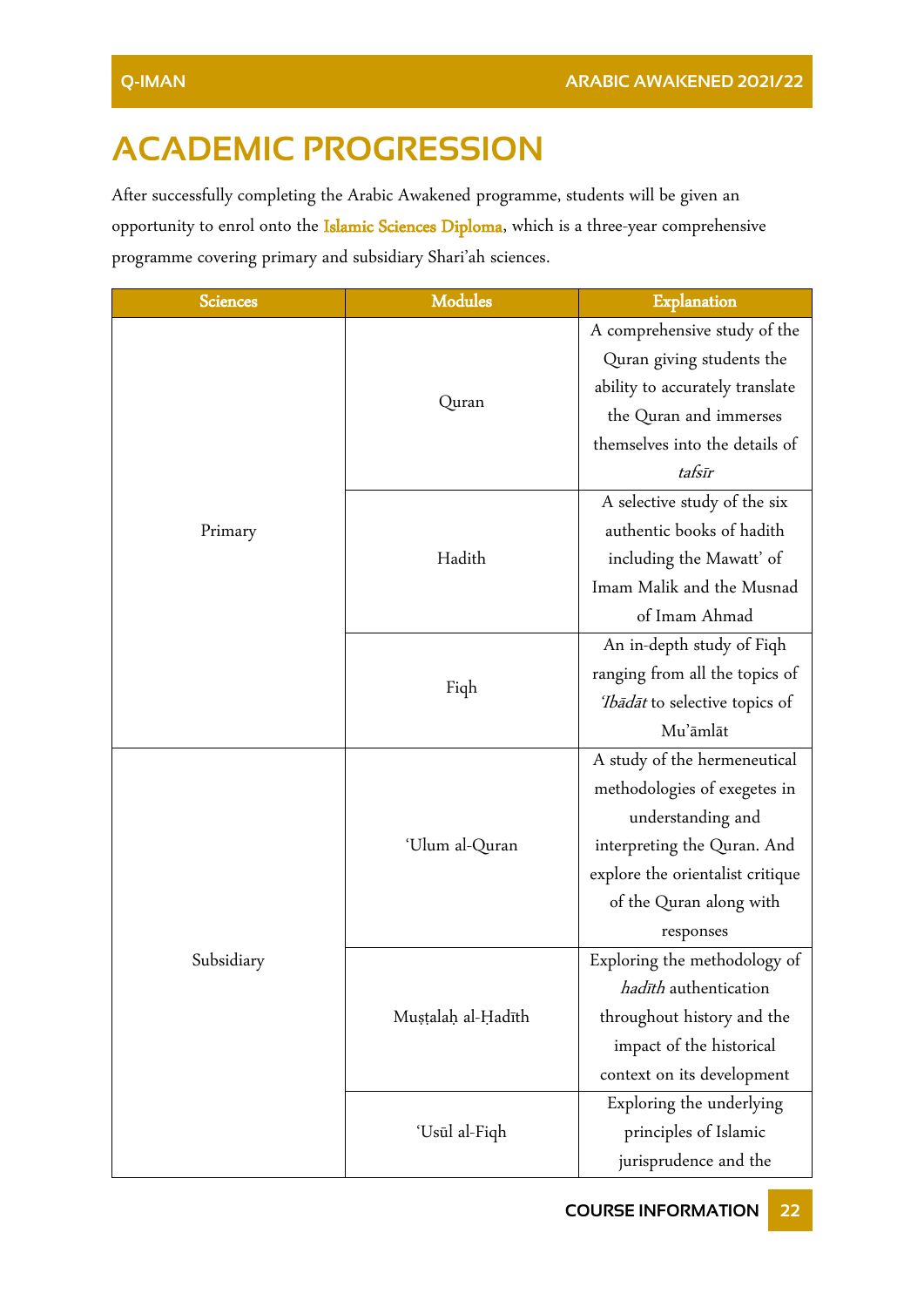# ACADEMIC PROGRESSION

After successfully completing the Arabic Awakened programme, students will be given an opportunity to enrol onto the **Islamic Sciences Diploma**, which is a three-year comprehensive programme covering primary and subsidiary Shari'ah sciences.

| Sciences | Modules | Explanation |
|---|---|---|
| Primary | Quran | A comprehensive study of the Quran giving students the ability to accurately translate the Quran and immerses themselves into the details of *tafsīr* |
| | Hadith | A selective study of the six authentic books of hadith including the Mawatt' of Imam Malik and the Musnad of Imam Ahmad |
| | Fiqh | An in-depth study of Fiqh ranging from all the topics of *'Ibādāt* to selective topics of Mu'āmlāt |
| Subsidiary | 'Ulum al-Quran | A study of the hermeneutical methodologies of exegetes in understanding and interpreting the Quran. And explore the orientalist critique of the Quran along with responses |
| | Muṣṭalaḥ al-Ḥadīth | Exploring the methodology of *hadīth* authentication throughout history and the impact of the historical context on its development |
| | 'Usūl al-Fiqh | Exploring the underlying principles of Islamic jurisprudence and the |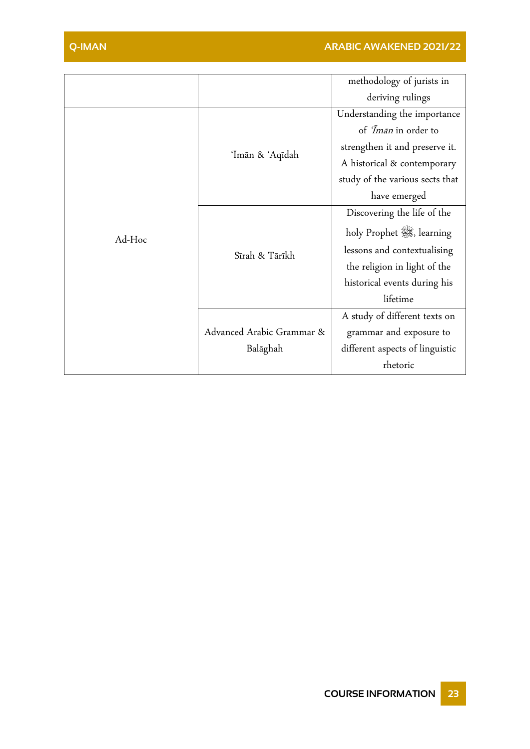| | | |
|---|---|---|
| | | methodology of jurists in deriving rulings |
| Ad-Hoc | ʿĪmān & ʿAqīdah | Understanding the importance of *ʿĪmān* in order to strengthen it and preserve it. A historical & contemporary study of the various sects that have emerged |
| | Sīrah & Tārīkh | Discovering the life of the holy Prophet ﷺ, learning lessons and contextualising the religion in light of the historical events during his lifetime |
| | Advanced Arabic Grammar & Balāghah | A study of different texts on grammar and exposure to different aspects of linguistic rhetoric |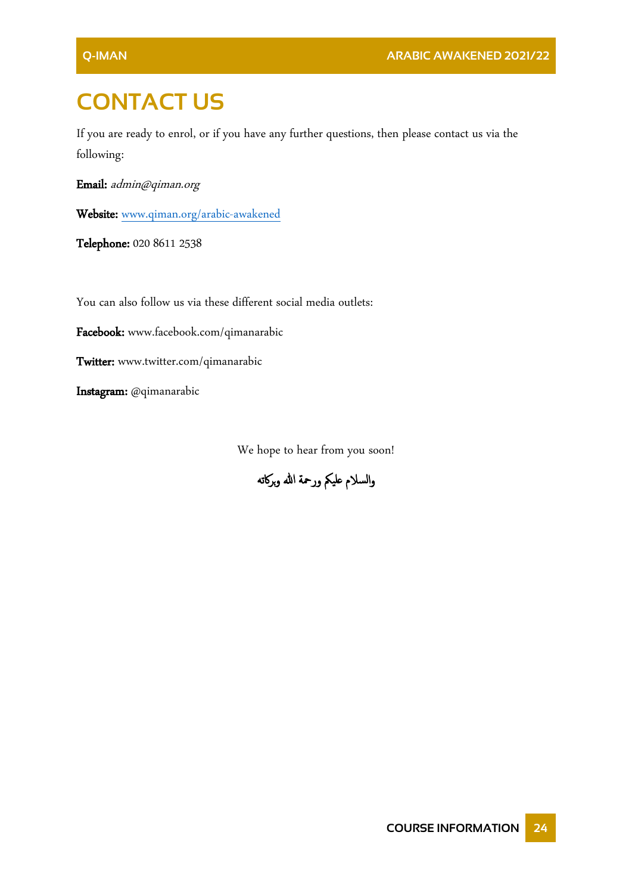# CONTACT US

If you are ready to enrol, or if you have any further questions, then please contact us via the following:

**Email:** *admin@qiman.org*

**Website:** www.qiman.org/arabic-awakened

**Telephone:** 020 8611 2538

You can also follow us via these different social media outlets:

**Facebook:** www.facebook.com/qimanarabic

**Twitter:** www.twitter.com/qimanarabic

**Instagram:** @qimanarabic

We hope to hear from you soon!

والسلام عليكم ورحمة الله وبركاته